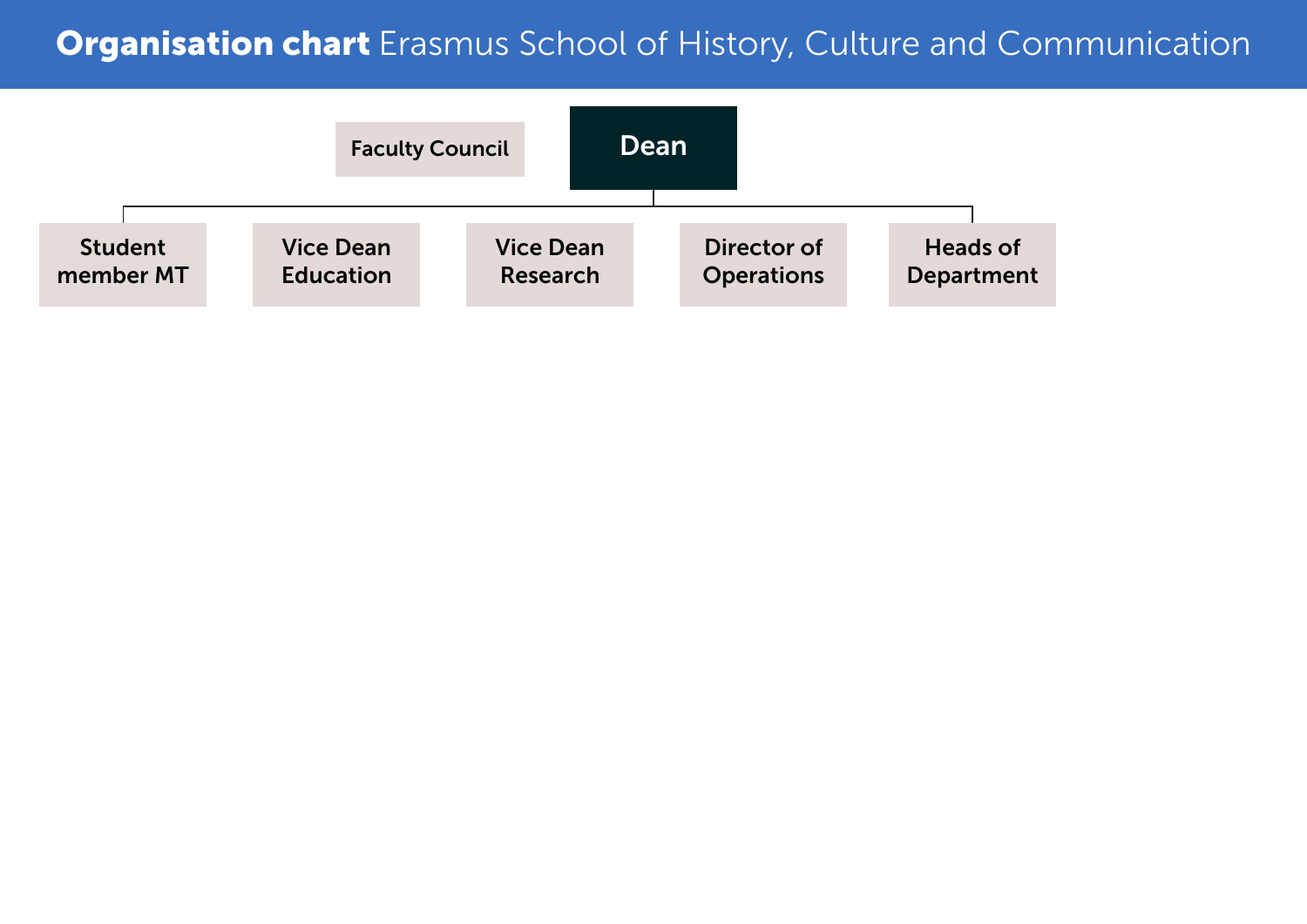# **Organisation chart** Erasmus School of History, Culture and Communication

Faculty Council

**Dean**

- Student member MT
- Vice Dean Education
- Vice Dean Research
- Director of Operations
- Heads of Department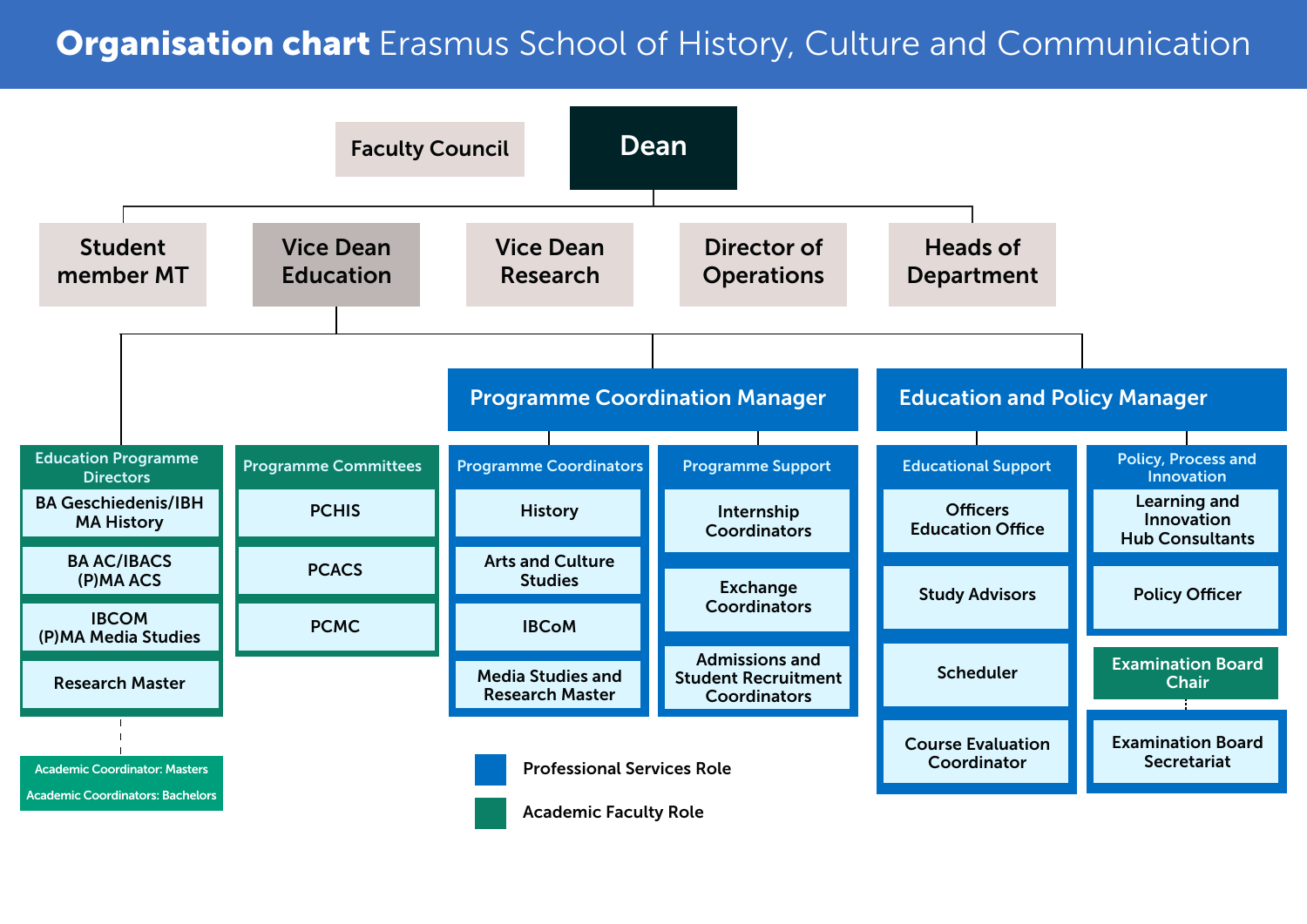# **Organisation chart** Erasmus School of History, Culture and Communication

- **Faculty Council**
- **Dean**
  - Student member MT
  - Vice Dean Education
    - Education Programme Directors *(Academic Faculty Role)*
      - BA Geschiedenis/IBH MA History
      - BA AC/IBACS (P)MA ACS
      - IBCOM (P)MA Media Studies
      - Research Master
      - Academic Coordinator: Masters
      - Academic Coordinators: Bachelors
    - Programme Committees *(Academic Faculty Role)*
      - PCHIS
      - PCACS
      - PCMC
    - Programme Coordination Manager *(Professional Services Role)*
      - Programme Coordinators
        - History
        - Arts and Culture Studies
        - IBCoM
        - Media Studies and Research Master
      - Programme Support
        - Internship Coordinators
        - Exchange Coordinators
        - Admissions and Student Recruitment Coordinators
    - Education and Policy Manager *(Professional Services Role)*
      - Educational Support
        - Officers Education Office
        - Study Advisors
        - Scheduler
        - Course Evaluation Coordinator
      - Policy, Process and Innovation
        - Learning and Innovation Hub Consultants
        - Policy Officer
      - Examination Board Chair *(Academic Faculty Role)*
        - Examination Board Secretariat
  - Vice Dean Research
  - Director of Operations
  - Heads of Department

Legend:

- Professional Services Role
- Academic Faculty Role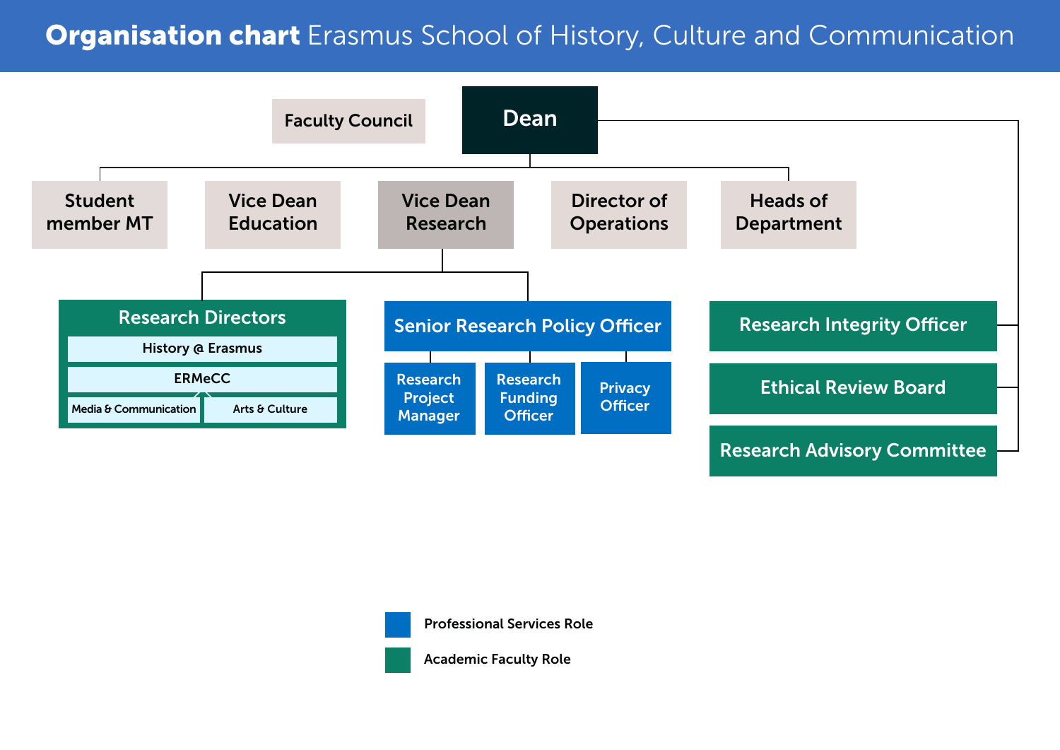# **Organisation chart** Erasmus School of History, Culture and Communication

- Faculty Council
- **Dean**
  - Student member MT
  - Vice Dean Education
  - Vice Dean Research
    - Research Directors
      - History @ Erasmus
      - ERMeCC
        - Media & Communication
        - Arts & Culture
    - Senior Research Policy Officer
      - Research Project Manager
      - Research Funding Officer
      - Privacy Officer
  - Director of Operations
  - Heads of Department
  - Research Integrity Officer
  - Ethical Review Board
  - Research Advisory Committee

Legend:

- Professional Services Role: Senior Research Policy Officer, Research Project Manager, Research Funding Officer, Privacy Officer
- Academic Faculty Role: Research Directors, Research Integrity Officer, Ethical Review Board, Research Advisory Committee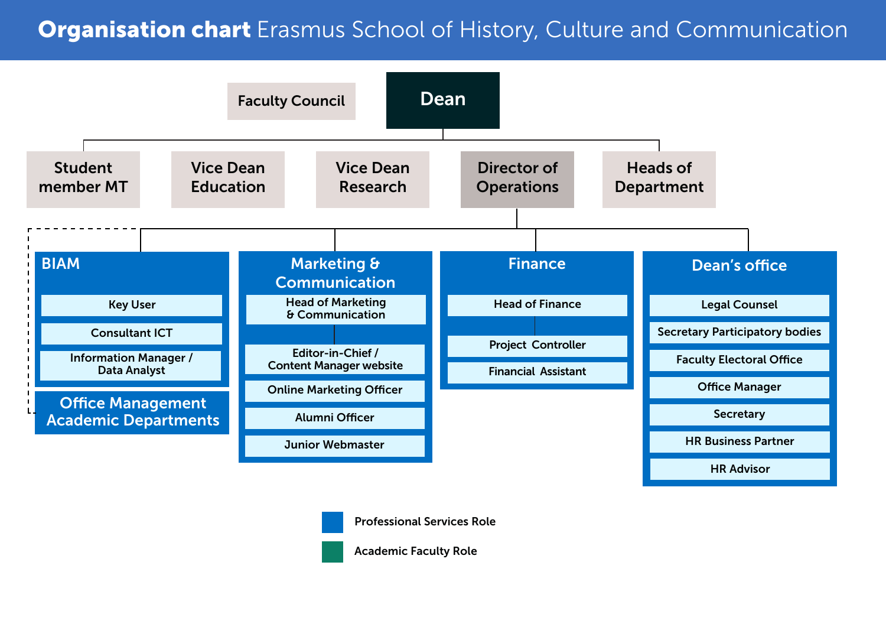# **Organisation chart** Erasmus School of History, Culture and Communication

- Faculty Council
- **Dean**
  - Student member MT
  - Vice Dean Education
  - Vice Dean Research
  - Director of Operations
    - **BIAM**
      - Key User
      - Consultant ICT
      - Information Manager / Data Analyst
    - **Office Management Academic Departments**
    - **Marketing & Communication**
      - Head of Marketing & Communication
        - Editor-in-Chief / Content Manager website
      - Online Marketing Officer
      - Alumni Officer
      - Junior Webmaster
    - **Finance**
      - Head of Finance
        - Project Controller
      - Financial Assistant
    - **Dean's office**
      - Legal Counsel
      - Secretary Participatory bodies
      - Faculty Electoral Office
      - Office Manager
      - Secretary
      - HR Business Partner
      - HR Advisor
  - Heads of Department

Professional Services Role

Academic Faculty Role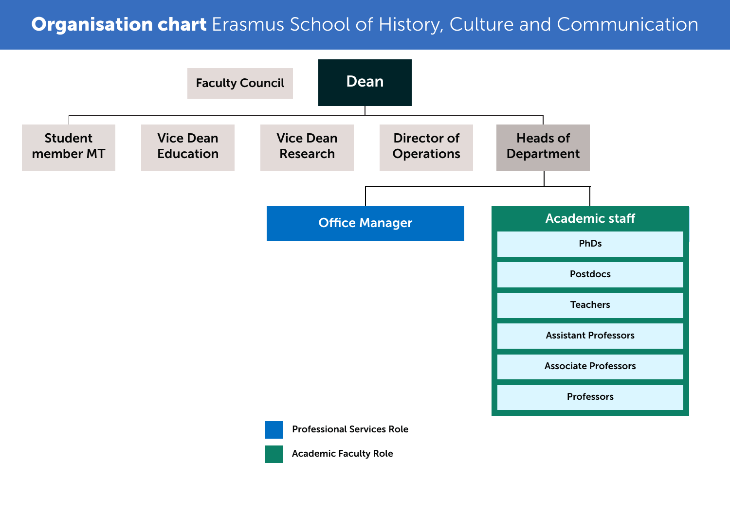# **Organisation chart** Erasmus School of History, Culture and Communication

Faculty Council

Dean

Student member MT

Vice Dean Education

Vice Dean Research

Director of Operations

Heads of Department

Office Manager

Academic staff

PhDs

Postdocs

Teachers

Assistant Professors

Associate Professors

Professors

Professional Services Role

Academic Faculty Role